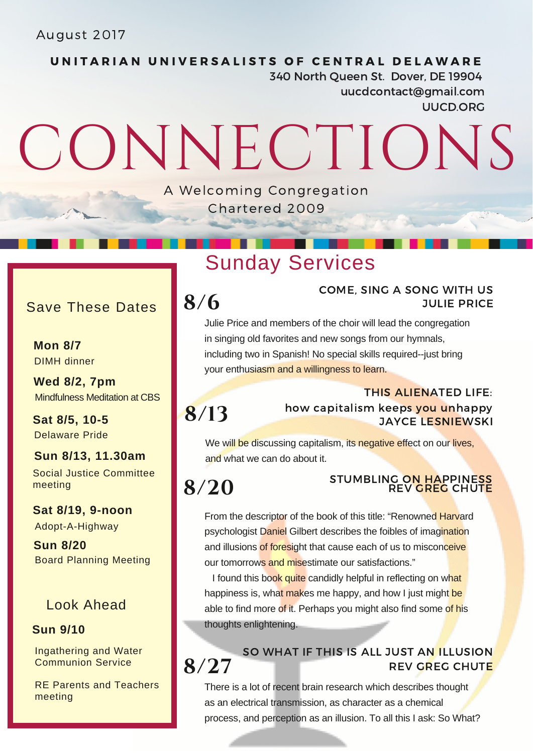August 2017

**UNITARIAN UNIVERSALISTS OF CENTRAL DELAWARE**

340 North Queen St. Dover, DE 19904
uucdcontact@gmail.com
UUCD.ORG

# CONNECTIONS

A Welcoming Congregation
Chartered 2009

## Save These Dates

**Mon 8/7**
DIMH dinner

**Wed 8/2, 7pm**
Mindfulness Meditation at CBS

**Sat 8/5, 10-5**
Delaware Pride

**Sun 8/13, 11.30am**
Social Justice Committee meeting

**Sat 8/19, 9-noon**
Adopt-A-Highway

**Sun 8/20**
Board Planning Meeting

## Look Ahead

**Sun 9/10**

Ingathering and Water Communion Service

RE Parents and Teachers meeting

## Sunday Services

### 8/6

**COME, SING A SONG WITH US**
**JULIE PRICE**

Julie Price and members of the choir will lead the congregation in singing old favorites and new songs from our hymnals, including two in Spanish! No special skills required--just bring your enthusiasm and a willingness to learn.

### 8/13

**THIS ALIENATED LIFE: how capitalism keeps you unhappy**
**JAYCE LESNIEWSKI**

We will be discussing capitalism, its negative effect on our lives, and what we can do about it.

### 8/20

**STUMBLING ON HAPPINESS**
**REV GREG CHUTE**

From the descriptor of the book of this title: "Renowned Harvard psychologist Daniel Gilbert describes the foibles of imagination and illusions of foresight that cause each of us to misconceive our tomorrows and misestimate our satisfactions."

I found this book quite candidly helpful in reflecting on what happiness is, what makes me happy, and how I just might be able to find more of it. Perhaps you might also find some of his thoughts enlightening.

### 8/27

**SO WHAT IF THIS IS ALL JUST AN ILLUSION**
**REV GREG CHUTE**

There is a lot of recent brain research which describes thought as an electrical transmission, as character as a chemical process, and perception as an illusion. To all this I ask: So What?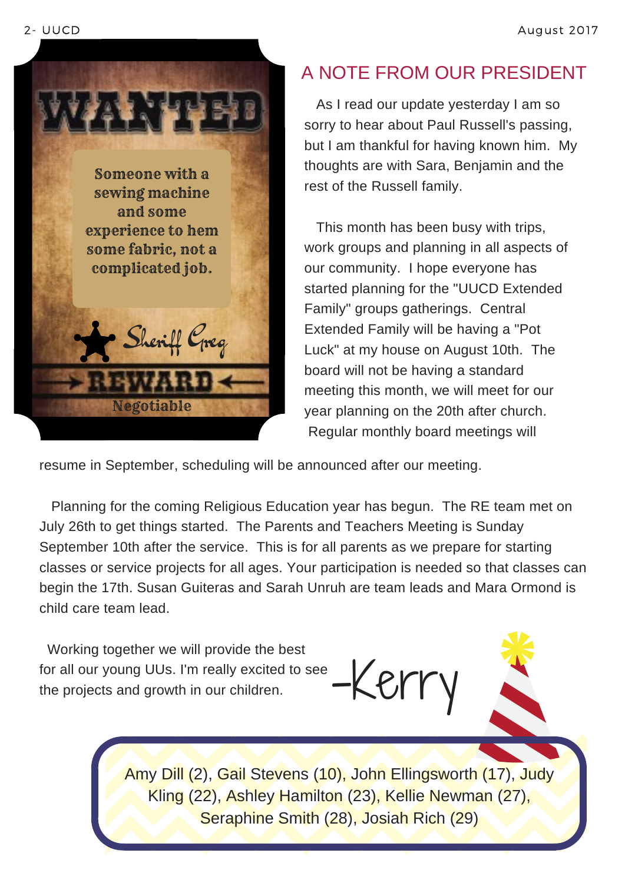# WANTED

Someone with a sewing machine and some experience to hem some fabric, not a complicated job.

Sheriff Greg

**REWARD**

Negotiable

## A NOTE FROM OUR PRESIDENT

As I read our update yesterday I am so sorry to hear about Paul Russell's passing, but I am thankful for having known him. My thoughts are with Sara, Benjamin and the rest of the Russell family.

This month has been busy with trips, work groups and planning in all aspects of our community. I hope everyone has started planning for the "UUCD Extended Family" groups gatherings. Central Extended Family will be having a "Pot Luck" at my house on August 10th. The board will not be having a standard meeting this month, we will meet for our year planning on the 20th after church. Regular monthly board meetings will resume in September, scheduling will be announced after our meeting.

Planning for the coming Religious Education year has begun. The RE team met on July 26th to get things started. The Parents and Teachers Meeting is Sunday September 10th after the service. This is for all parents as we prepare for starting classes or service projects for all ages. Your participation is needed so that classes can begin the 17th. Susan Guiteras and Sarah Unruh are team leads and Mara Ormond is child care team lead.

Working together we will provide the best for all our young UUs. I'm really excited to see the projects and growth in our children.

-Kerry

Amy Dill (2), Gail Stevens (10), John Ellingsworth (17), Judy Kling (22), Ashley Hamilton (23), Kellie Newman (27), Seraphine Smith (28), Josiah Rich (29)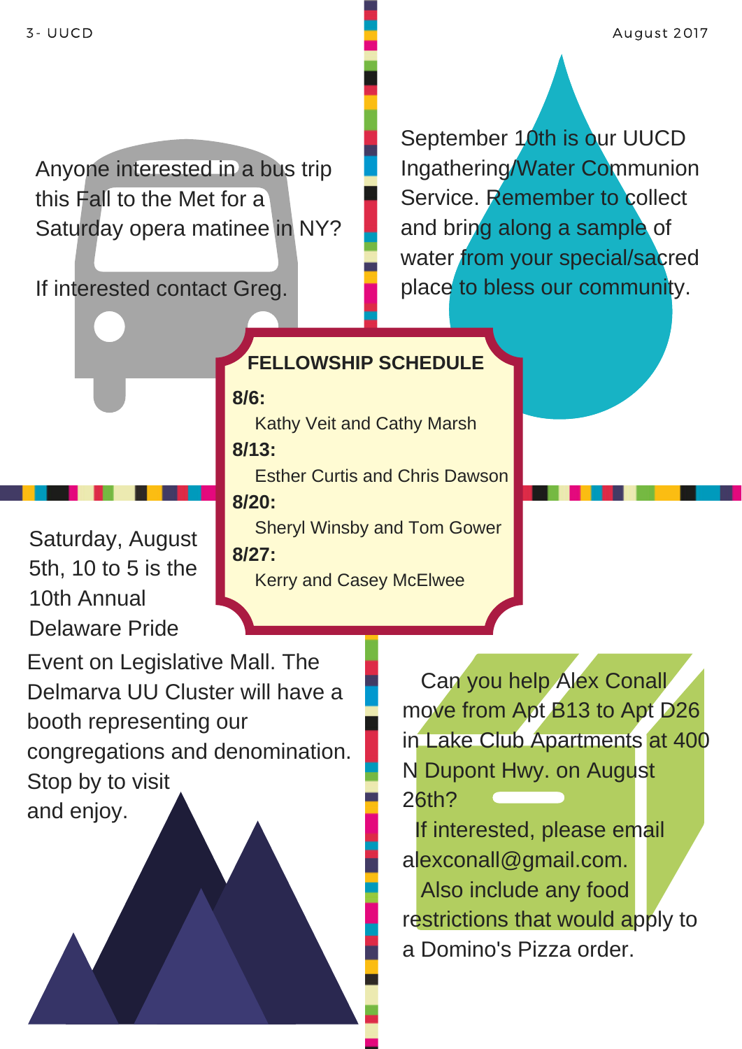Anyone interested in a bus trip this Fall to the Met for a Saturday opera matinee in NY?

If interested contact Greg.

September 10th is our UUCD Ingathering/Water Communion Service. Remember to collect and bring along a sample of water from your special/sacred place to bless our community.

## FELLOWSHIP SCHEDULE

**8/6:**
Kathy Veit and Cathy Marsh

**8/13:**
Esther Curtis and Chris Dawson

**8/20:**
Sheryl Winsby and Tom Gower

**8/27:**
Kerry and Casey McElwee

Saturday, August 5th, 10 to 5 is the 10th Annual Delaware Pride Event on Legislative Mall. The Delmarva UU Cluster will have a booth representing our congregations and denomination. Stop by to visit and enjoy.

Can you help Alex Conall move from Apt B13 to Apt D26 in Lake Club Apartments at 400 N Dupont Hwy. on August 26th?

If interested, please email alexconall@gmail.com.

Also include any food restrictions that would apply to a Domino's Pizza order.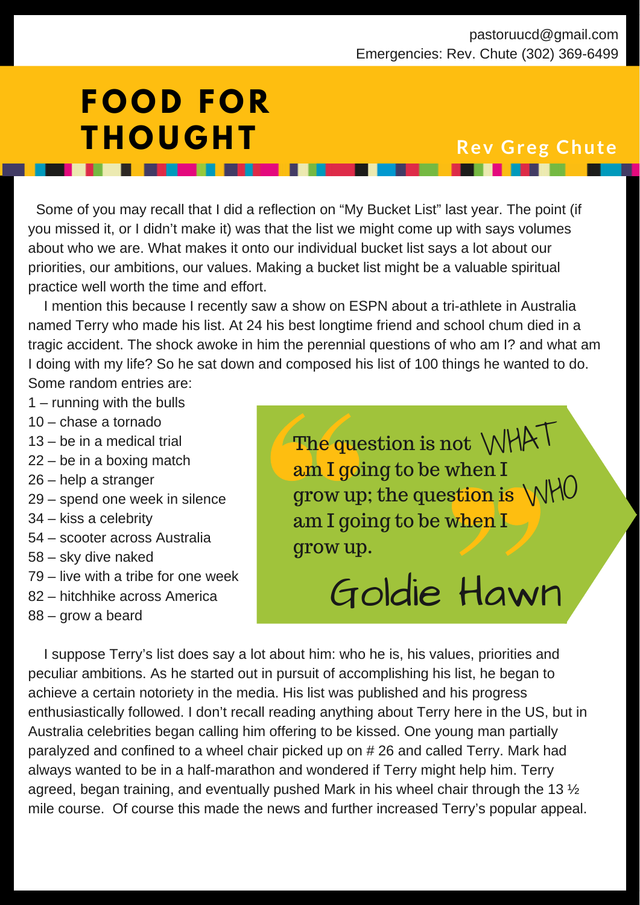pastoruucd@gmail.com
Emergencies: Rev. Chute (302) 369-6499

# FOOD FOR THOUGHT

**Rev Greg Chute**

Some of you may recall that I did a reflection on "My Bucket List" last year. The point (if you missed it, or I didn't make it) was that the list we might come up with says volumes about who we are. What makes it onto our individual bucket list says a lot about our priorities, our ambitions, our values. Making a bucket list might be a valuable spiritual practice well worth the time and effort.

I mention this because I recently saw a show on ESPN about a tri-athlete in Australia named Terry who made his list. At 24 his best longtime friend and school chum died in a tragic accident. The shock awoke in him the perennial questions of who am I? and what am I doing with my life? So he sat down and composed his list of 100 things he wanted to do. Some random entries are:

- 1 – running with the bulls
- 10 – chase a tornado
- 13 – be in a medical trial
- 22 – be in a boxing match
- 26 – help a stranger
- 29 – spend one week in silence
- 34 – kiss a celebrity
- 54 – scooter across Australia
- 58 – sky dive naked
- 79 – live with a tribe for one week
- 82 – hitchhike across America
- 88 – grow a beard

> The question is not WHAT am I going to be when I grow up; the question is WHO am I going to be when I grow up.
>
> Goldie Hawn

I suppose Terry's list does say a lot about him: who he is, his values, priorities and peculiar ambitions. As he started out in pursuit of accomplishing his list, he began to achieve a certain notoriety in the media. His list was published and his progress enthusiastically followed. I don't recall reading anything about Terry here in the US, but in Australia celebrities began calling him offering to be kissed. One young man partially paralyzed and confined to a wheel chair picked up on # 26 and called Terry. Mark had always wanted to be in a half-marathon and wondered if Terry might help him. Terry agreed, began training, and eventually pushed Mark in his wheel chair through the 13 ½ mile course. Of course this made the news and further increased Terry's popular appeal.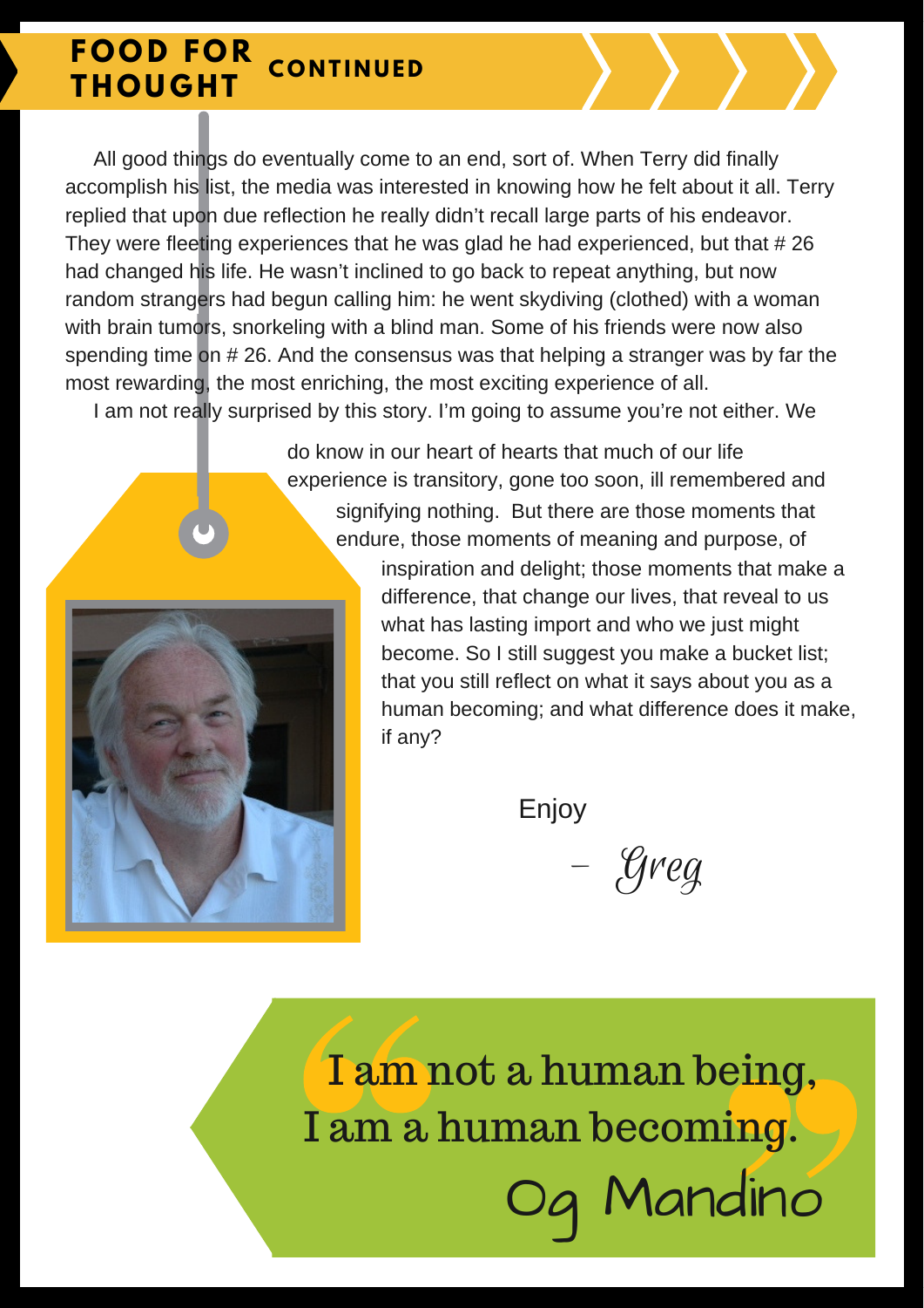## FOOD FOR THOUGHT CONTINUED

All good things do eventually come to an end, sort of. When Terry did finally accomplish his list, the media was interested in knowing how he felt about it all. Terry replied that upon due reflection he really didn't recall large parts of his endeavor. They were fleeting experiences that he was glad he had experienced, but that # 26 had changed his life. He wasn't inclined to go back to repeat anything, but now random strangers had begun calling him: he went skydiving (clothed) with a woman with brain tumors, snorkeling with a blind man. Some of his friends were now also spending time on # 26. And the consensus was that helping a stranger was by far the most rewarding, the most enriching, the most exciting experience of all.

I am not really surprised by this story. I'm going to assume you're not either. We do know in our heart of hearts that much of our life experience is transitory, gone too soon, ill remembered and signifying nothing. But there are those moments that endure, those moments of meaning and purpose, of inspiration and delight; those moments that make a difference, that change our lives, that reveal to us what has lasting import and who we just might become. So I still suggest you make a bucket list; that you still reflect on what it says about you as a human becoming; and what difference does it make, if any?

Enjoy

– *Greg*

> "I am not a human being, I am a human becoming."
>
> Og Mandino